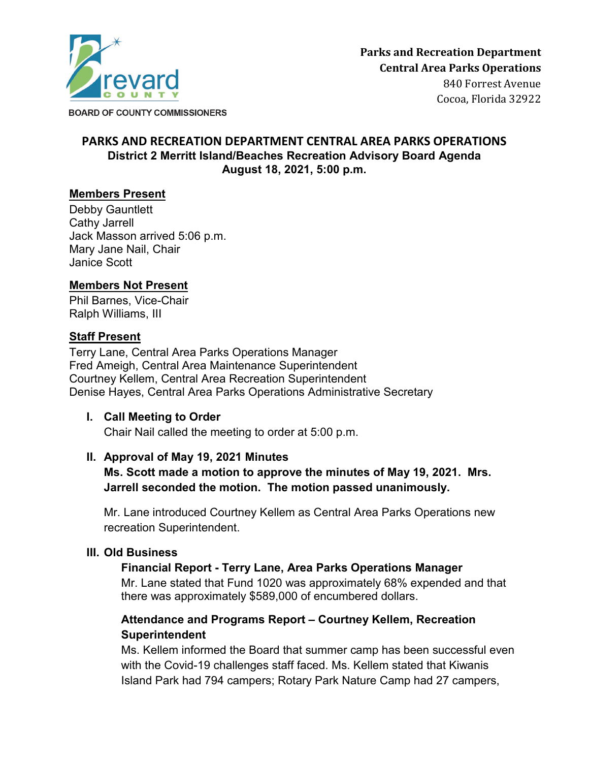**Parks and Recreation Department**
**Central Area Parks Operations**
840 Forrest Avenue
Cocoa, Florida 32922

BOARD OF COUNTY COMMISSIONERS

# PARKS AND RECREATION DEPARTMENT CENTRAL AREA PARKS OPERATIONS
## District 2 Merritt Island/Beaches Recreation Advisory Board Agenda
## August 18, 2021, 5:00 p.m.

**Members Present**

Debby Gauntlett
Cathy Jarrell
Jack Masson arrived 5:06 p.m.
Mary Jane Nail, Chair
Janice Scott

**Members Not Present**

Phil Barnes, Vice-Chair
Ralph Williams, III

**Staff Present**

Terry Lane, Central Area Parks Operations Manager
Fred Ameigh, Central Area Maintenance Superintendent
Courtney Kellem, Central Area Recreation Superintendent
Denise Hayes, Central Area Parks Operations Administrative Secretary

I. **Call Meeting to Order**
   Chair Nail called the meeting to order at 5:00 p.m.

II. **Approval of May 19, 2021 Minutes**
   **Ms. Scott made a motion to approve the minutes of May 19, 2021. Mrs. Jarrell seconded the motion. The motion passed unanimously.**

   Mr. Lane introduced Courtney Kellem as Central Area Parks Operations new recreation Superintendent.

III. **Old Business**

   **Financial Report - Terry Lane, Area Parks Operations Manager**
   Mr. Lane stated that Fund 1020 was approximately 68% expended and that there was approximately $589,000 of encumbered dollars.

   **Attendance and Programs Report – Courtney Kellem, Recreation Superintendent**
   Ms. Kellem informed the Board that summer camp has been successful even with the Covid-19 challenges staff faced. Ms. Kellem stated that Kiwanis Island Park had 794 campers; Rotary Park Nature Camp had 27 campers,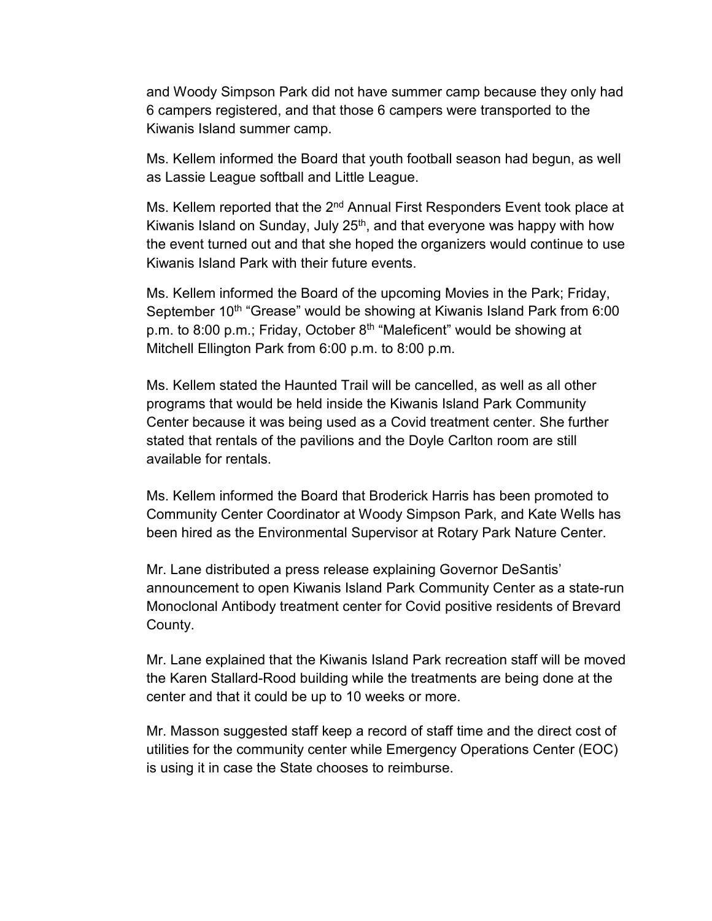and Woody Simpson Park did not have summer camp because they only had 6 campers registered, and that those 6 campers were transported to the Kiwanis Island summer camp.

Ms. Kellem informed the Board that youth football season had begun, as well as Lassie League softball and Little League.

Ms. Kellem reported that the 2nd Annual First Responders Event took place at Kiwanis Island on Sunday, July 25th, and that everyone was happy with how the event turned out and that she hoped the organizers would continue to use Kiwanis Island Park with their future events.

Ms. Kellem informed the Board of the upcoming Movies in the Park; Friday, September 10th "Grease" would be showing at Kiwanis Island Park from 6:00 p.m. to 8:00 p.m.; Friday, October 8th "Maleficent" would be showing at Mitchell Ellington Park from 6:00 p.m. to 8:00 p.m.

Ms. Kellem stated the Haunted Trail will be cancelled, as well as all other programs that would be held inside the Kiwanis Island Park Community Center because it was being used as a Covid treatment center. She further stated that rentals of the pavilions and the Doyle Carlton room are still available for rentals.

Ms. Kellem informed the Board that Broderick Harris has been promoted to Community Center Coordinator at Woody Simpson Park, and Kate Wells has been hired as the Environmental Supervisor at Rotary Park Nature Center.

Mr. Lane distributed a press release explaining Governor DeSantis' announcement to open Kiwanis Island Park Community Center as a state-run Monoclonal Antibody treatment center for Covid positive residents of Brevard County.

Mr. Lane explained that the Kiwanis Island Park recreation staff will be moved the Karen Stallard-Rood building while the treatments are being done at the center and that it could be up to 10 weeks or more.

Mr. Masson suggested staff keep a record of staff time and the direct cost of utilities for the community center while Emergency Operations Center (EOC) is using it in case the State chooses to reimburse.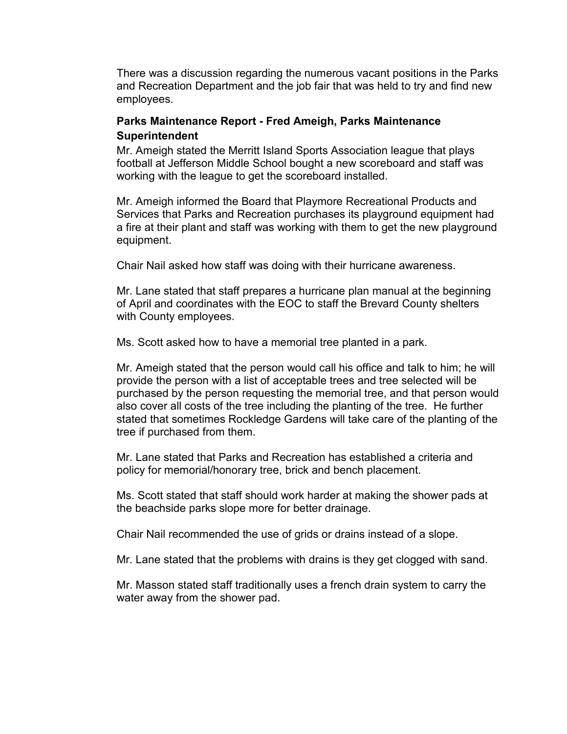There was a discussion regarding the numerous vacant positions in the Parks and Recreation Department and the job fair that was held to try and find new employees.

**Parks Maintenance Report - Fred Ameigh, Parks Maintenance Superintendent**

Mr. Ameigh stated the Merritt Island Sports Association league that plays football at Jefferson Middle School bought a new scoreboard and staff was working with the league to get the scoreboard installed.

Mr. Ameigh informed the Board that Playmore Recreational Products and Services that Parks and Recreation purchases its playground equipment had a fire at their plant and staff was working with them to get the new playground equipment.

Chair Nail asked how staff was doing with their hurricane awareness.

Mr. Lane stated that staff prepares a hurricane plan manual at the beginning of April and coordinates with the EOC to staff the Brevard County shelters with County employees.

Ms. Scott asked how to have a memorial tree planted in a park.

Mr. Ameigh stated that the person would call his office and talk to him; he will provide the person with a list of acceptable trees and tree selected will be purchased by the person requesting the memorial tree, and that person would also cover all costs of the tree including the planting of the tree. He further stated that sometimes Rockledge Gardens will take care of the planting of the tree if purchased from them.

Mr. Lane stated that Parks and Recreation has established a criteria and policy for memorial/honorary tree, brick and bench placement.

Ms. Scott stated that staff should work harder at making the shower pads at the beachside parks slope more for better drainage.

Chair Nail recommended the use of grids or drains instead of a slope.

Mr. Lane stated that the problems with drains is they get clogged with sand.

Mr. Masson stated staff traditionally uses a french drain system to carry the water away from the shower pad.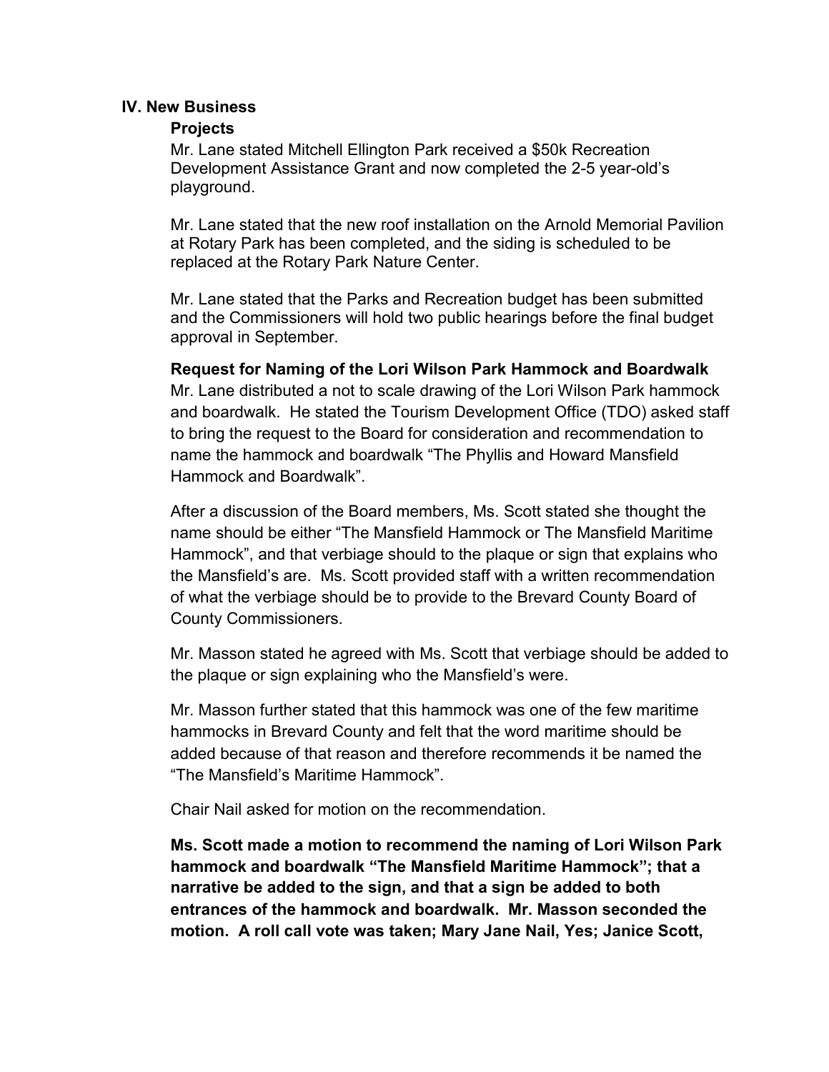## IV. New Business

### Projects

Mr. Lane stated Mitchell Ellington Park received a $50k Recreation Development Assistance Grant and now completed the 2-5 year-old's playground.

Mr. Lane stated that the new roof installation on the Arnold Memorial Pavilion at Rotary Park has been completed, and the siding is scheduled to be replaced at the Rotary Park Nature Center.

Mr. Lane stated that the Parks and Recreation budget has been submitted and the Commissioners will hold two public hearings before the final budget approval in September.

### Request for Naming of the Lori Wilson Park Hammock and Boardwalk

Mr. Lane distributed a not to scale drawing of the Lori Wilson Park hammock and boardwalk. He stated the Tourism Development Office (TDO) asked staff to bring the request to the Board for consideration and recommendation to name the hammock and boardwalk "The Phyllis and Howard Mansfield Hammock and Boardwalk".

After a discussion of the Board members, Ms. Scott stated she thought the name should be either "The Mansfield Hammock or The Mansfield Maritime Hammock", and that verbiage should to the plaque or sign that explains who the Mansfield's are. Ms. Scott provided staff with a written recommendation of what the verbiage should be to provide to the Brevard County Board of County Commissioners.

Mr. Masson stated he agreed with Ms. Scott that verbiage should be added to the plaque or sign explaining who the Mansfield's were.

Mr. Masson further stated that this hammock was one of the few maritime hammocks in Brevard County and felt that the word maritime should be added because of that reason and therefore recommends it be named the "The Mansfield's Maritime Hammock".

Chair Nail asked for motion on the recommendation.

**Ms. Scott made a motion to recommend the naming of Lori Wilson Park hammock and boardwalk "The Mansfield Maritime Hammock"; that a narrative be added to the sign, and that a sign be added to both entrances of the hammock and boardwalk. Mr. Masson seconded the motion. A roll call vote was taken; Mary Jane Nail, Yes; Janice Scott,**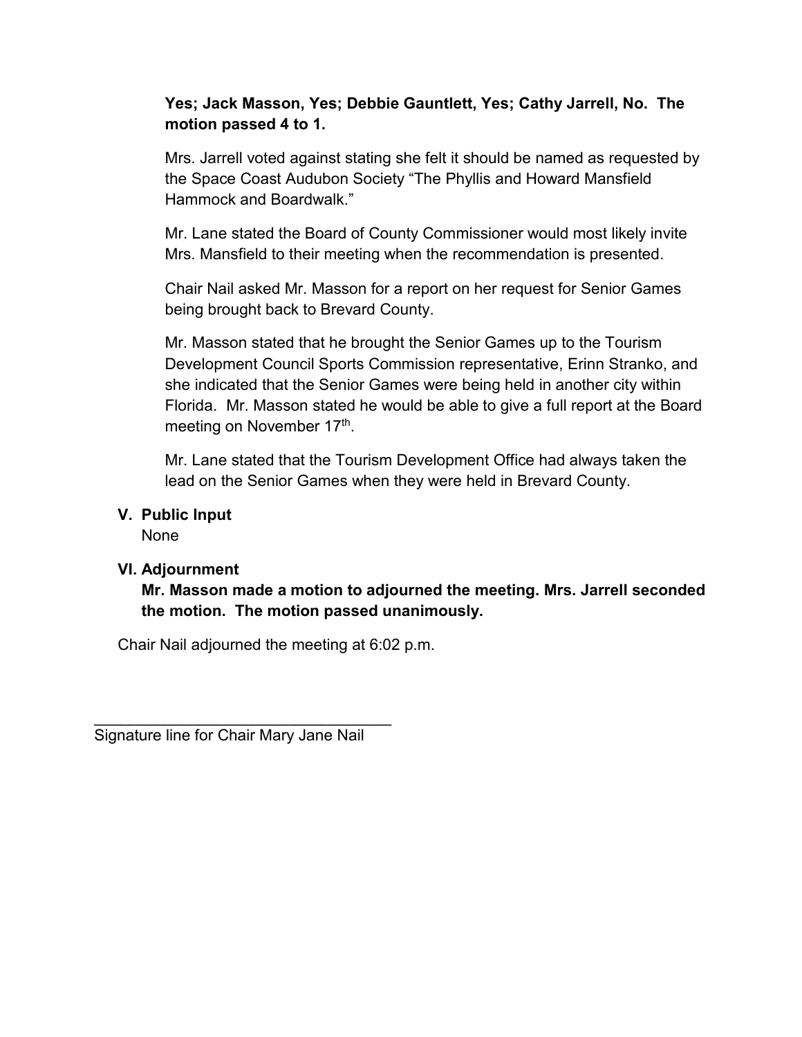**Yes; Jack Masson, Yes; Debbie Gauntlett, Yes; Cathy Jarrell, No. The motion passed 4 to 1.**

Mrs. Jarrell voted against stating she felt it should be named as requested by the Space Coast Audubon Society "The Phyllis and Howard Mansfield Hammock and Boardwalk."

Mr. Lane stated the Board of County Commissioner would most likely invite Mrs. Mansfield to their meeting when the recommendation is presented.

Chair Nail asked Mr. Masson for a report on her request for Senior Games being brought back to Brevard County.

Mr. Masson stated that he brought the Senior Games up to the Tourism Development Council Sports Commission representative, Erinn Stranko, and she indicated that the Senior Games were being held in another city within Florida. Mr. Masson stated he would be able to give a full report at the Board meeting on November 17th.

Mr. Lane stated that the Tourism Development Office had always taken the lead on the Senior Games when they were held in Brevard County.

**V. Public Input**

None

**VI. Adjournment**

**Mr. Masson made a motion to adjourned the meeting. Mrs. Jarrell seconded the motion. The motion passed unanimously.**

Chair Nail adjourned the meeting at 6:02 p.m.

\_\_\_\_\_\_\_\_\_\_\_\_\_\_\_\_\_\_\_\_\_\_\_\_\_\_\_\_\_\_\_\_\_\_\_

Signature line for Chair Mary Jane Nail